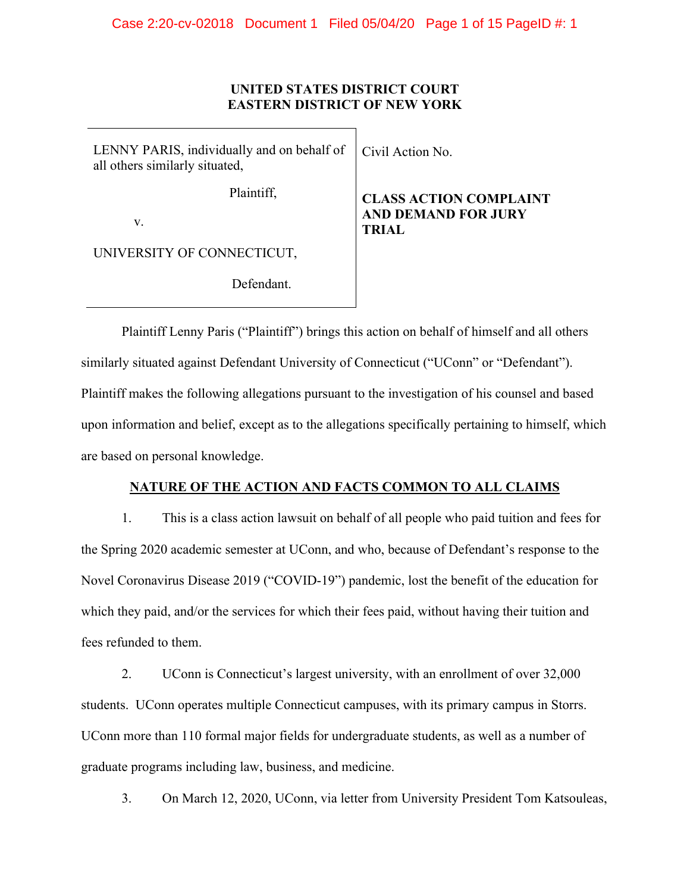**UNITED STATES DISTRICT COURT**
**EASTERN DISTRICT OF NEW YORK**

| | |
|---|---|
| LENNY PARIS, individually and on behalf of all others similarly situated,<br><br>Plaintiff,<br><br>v.<br><br>UNIVERSITY OF CONNECTICUT,<br><br>Defendant. | Civil Action No.<br><br>**CLASS ACTION COMPLAINT AND DEMAND FOR JURY TRIAL** |

Plaintiff Lenny Paris ("Plaintiff") brings this action on behalf of himself and all others similarly situated against Defendant University of Connecticut ("UConn" or "Defendant"). Plaintiff makes the following allegations pursuant to the investigation of his counsel and based upon information and belief, except as to the allegations specifically pertaining to himself, which are based on personal knowledge.

## NATURE OF THE ACTION AND FACTS COMMON TO ALL CLAIMS

1. This is a class action lawsuit on behalf of all people who paid tuition and fees for the Spring 2020 academic semester at UConn, and who, because of Defendant's response to the Novel Coronavirus Disease 2019 ("COVID-19") pandemic, lost the benefit of the education for which they paid, and/or the services for which their fees paid, without having their tuition and fees refunded to them.

2. UConn is Connecticut's largest university, with an enrollment of over 32,000 students. UConn operates multiple Connecticut campuses, with its primary campus in Storrs. UConn more than 110 formal major fields for undergraduate students, as well as a number of graduate programs including law, business, and medicine.

3. On March 12, 2020, UConn, via letter from University President Tom Katsouleas,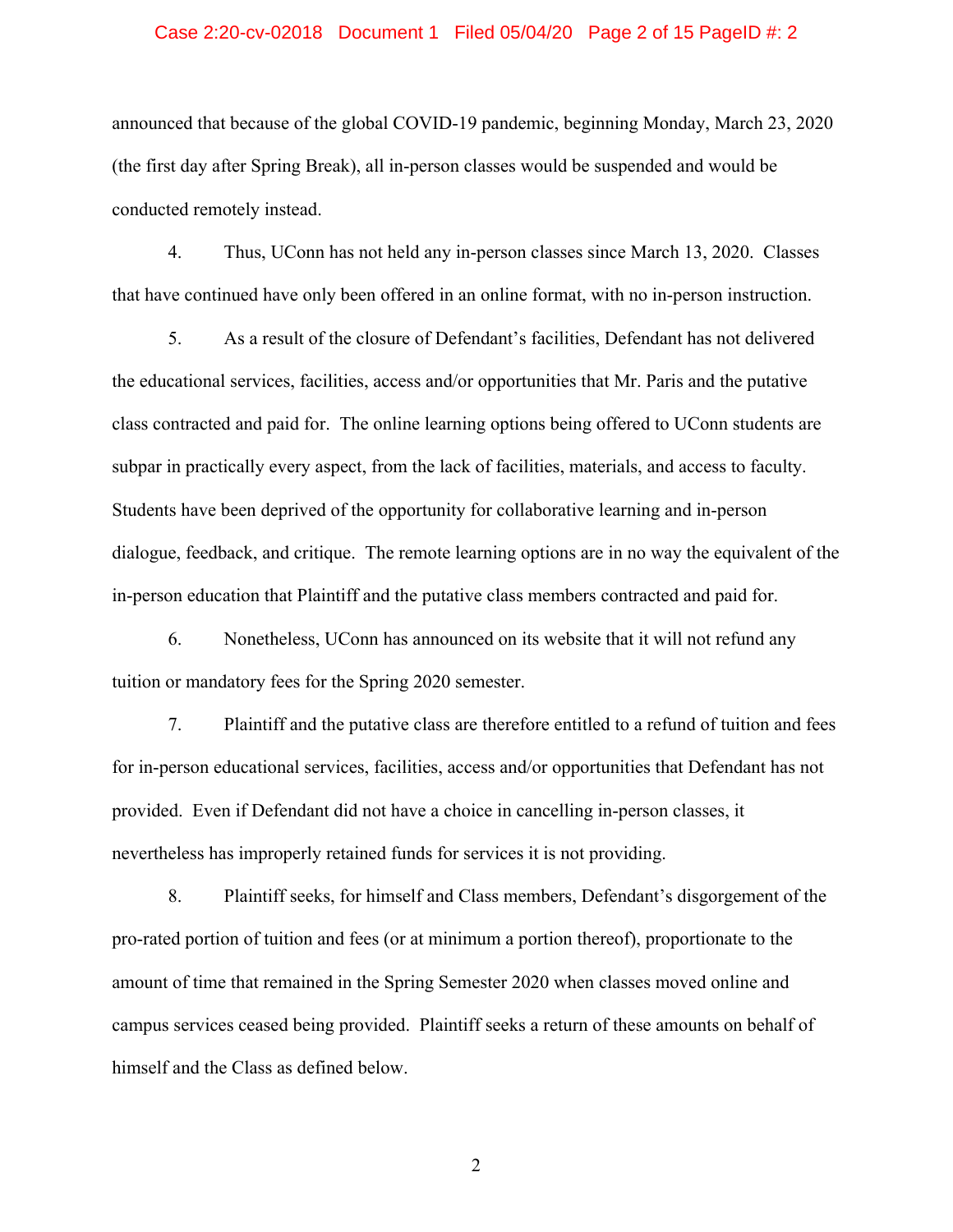announced that because of the global COVID-19 pandemic, beginning Monday, March 23, 2020 (the first day after Spring Break), all in-person classes would be suspended and would be conducted remotely instead.

4. Thus, UConn has not held any in-person classes since March 13, 2020. Classes that have continued have only been offered in an online format, with no in-person instruction.

5. As a result of the closure of Defendant's facilities, Defendant has not delivered the educational services, facilities, access and/or opportunities that Mr. Paris and the putative class contracted and paid for. The online learning options being offered to UConn students are subpar in practically every aspect, from the lack of facilities, materials, and access to faculty. Students have been deprived of the opportunity for collaborative learning and in-person dialogue, feedback, and critique. The remote learning options are in no way the equivalent of the in-person education that Plaintiff and the putative class members contracted and paid for.

6. Nonetheless, UConn has announced on its website that it will not refund any tuition or mandatory fees for the Spring 2020 semester.

7. Plaintiff and the putative class are therefore entitled to a refund of tuition and fees for in-person educational services, facilities, access and/or opportunities that Defendant has not provided. Even if Defendant did not have a choice in cancelling in-person classes, it nevertheless has improperly retained funds for services it is not providing.

8. Plaintiff seeks, for himself and Class members, Defendant's disgorgement of the pro-rated portion of tuition and fees (or at minimum a portion thereof), proportionate to the amount of time that remained in the Spring Semester 2020 when classes moved online and campus services ceased being provided. Plaintiff seeks a return of these amounts on behalf of himself and the Class as defined below.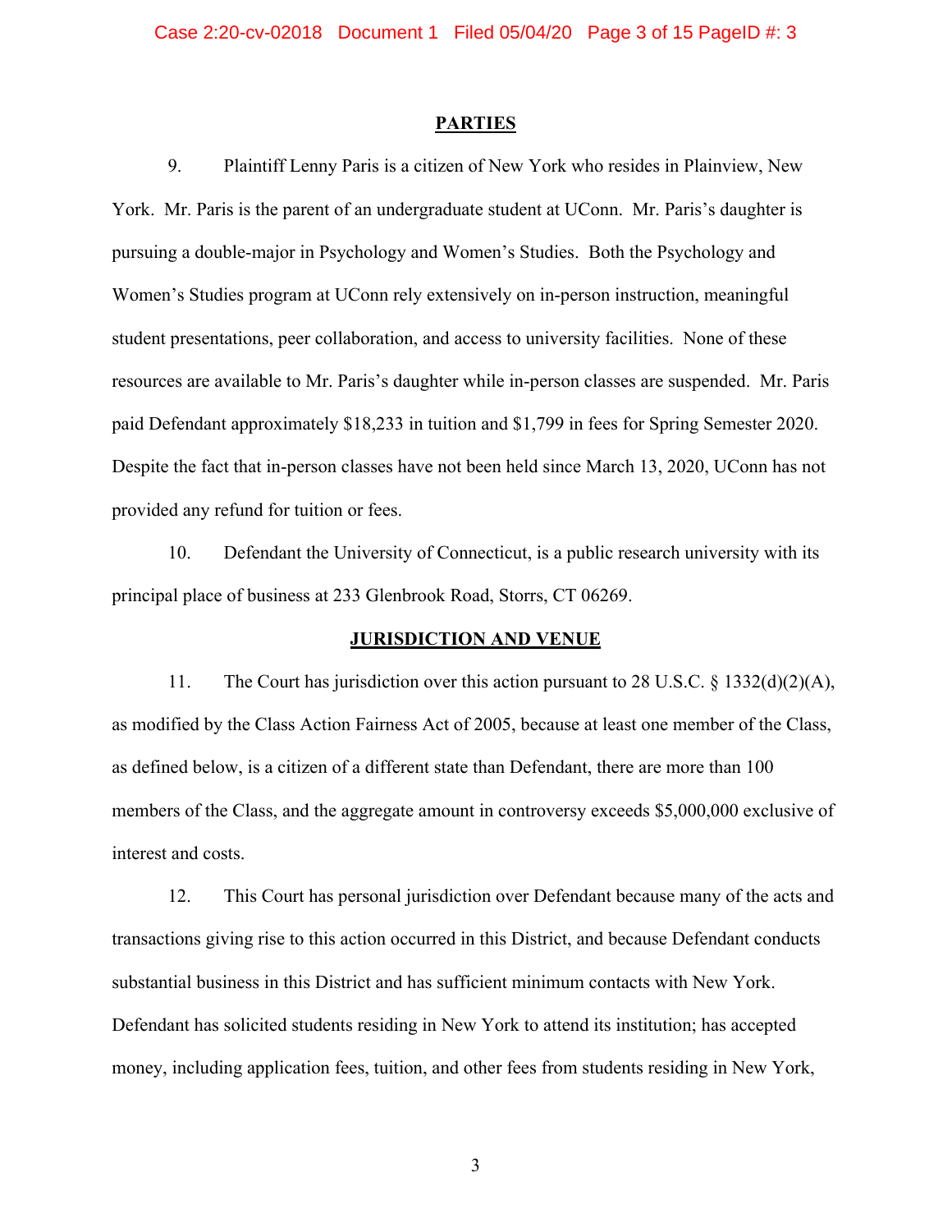## PARTIES

9. Plaintiff Lenny Paris is a citizen of New York who resides in Plainview, New York. Mr. Paris is the parent of an undergraduate student at UConn. Mr. Paris's daughter is pursuing a double-major in Psychology and Women's Studies. Both the Psychology and Women's Studies program at UConn rely extensively on in-person instruction, meaningful student presentations, peer collaboration, and access to university facilities. None of these resources are available to Mr. Paris's daughter while in-person classes are suspended. Mr. Paris paid Defendant approximately $18,233 in tuition and $1,799 in fees for Spring Semester 2020. Despite the fact that in-person classes have not been held since March 13, 2020, UConn has not provided any refund for tuition or fees.

10. Defendant the University of Connecticut, is a public research university with its principal place of business at 233 Glenbrook Road, Storrs, CT 06269.

## JURISDICTION AND VENUE

11. The Court has jurisdiction over this action pursuant to 28 U.S.C. § 1332(d)(2)(A), as modified by the Class Action Fairness Act of 2005, because at least one member of the Class, as defined below, is a citizen of a different state than Defendant, there are more than 100 members of the Class, and the aggregate amount in controversy exceeds $5,000,000 exclusive of interest and costs.

12. This Court has personal jurisdiction over Defendant because many of the acts and transactions giving rise to this action occurred in this District, and because Defendant conducts substantial business in this District and has sufficient minimum contacts with New York. Defendant has solicited students residing in New York to attend its institution; has accepted money, including application fees, tuition, and other fees from students residing in New York,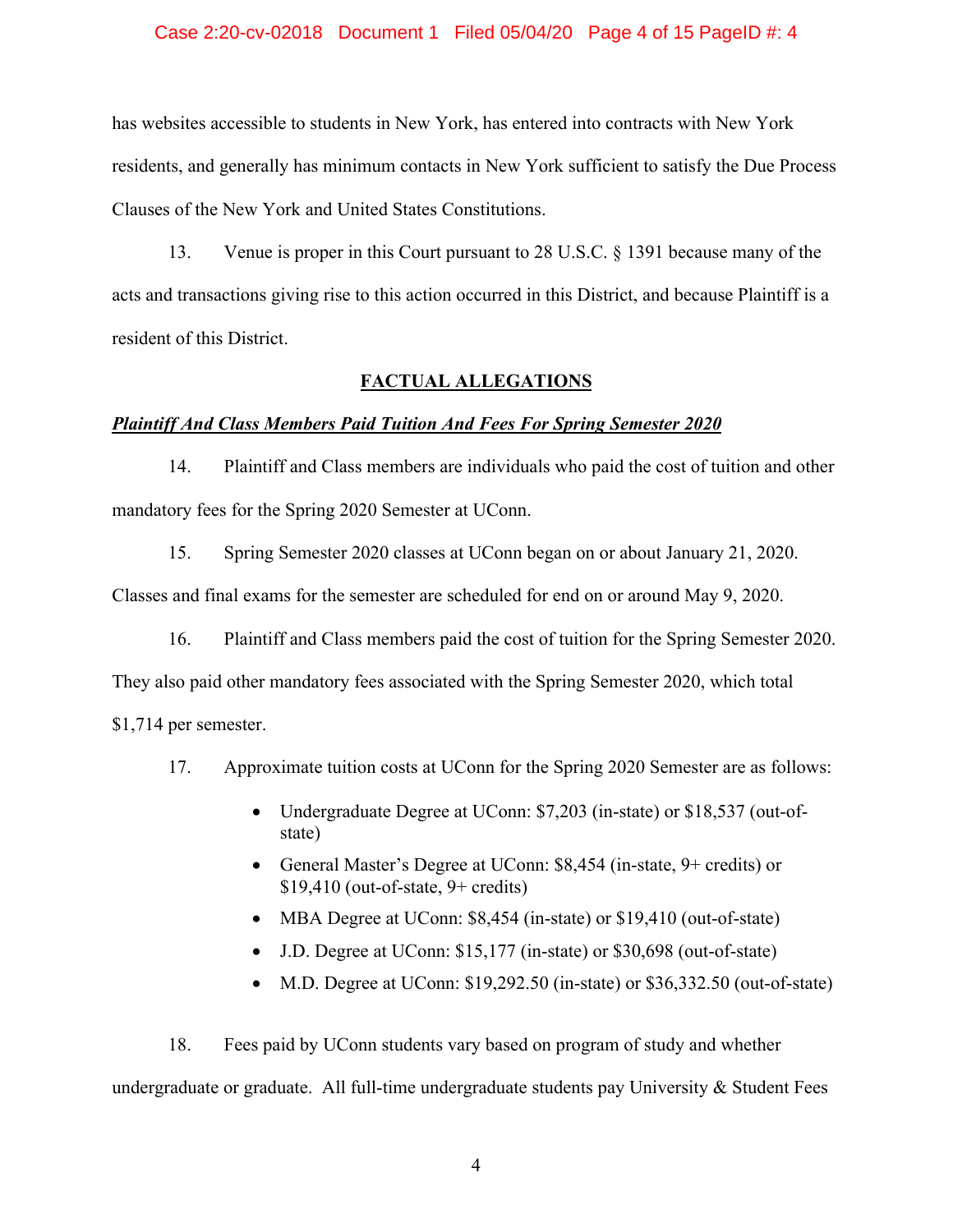has websites accessible to students in New York, has entered into contracts with New York residents, and generally has minimum contacts in New York sufficient to satisfy the Due Process Clauses of the New York and United States Constitutions.

13. Venue is proper in this Court pursuant to 28 U.S.C. § 1391 because many of the acts and transactions giving rise to this action occurred in this District, and because Plaintiff is a resident of this District.

## FACTUAL ALLEGATIONS

***Plaintiff And Class Members Paid Tuition And Fees For Spring Semester 2020***

14. Plaintiff and Class members are individuals who paid the cost of tuition and other mandatory fees for the Spring 2020 Semester at UConn.

15. Spring Semester 2020 classes at UConn began on or about January 21, 2020. Classes and final exams for the semester are scheduled for end on or around May 9, 2020.

16. Plaintiff and Class members paid the cost of tuition for the Spring Semester 2020. They also paid other mandatory fees associated with the Spring Semester 2020, which total $1,714 per semester.

17. Approximate tuition costs at UConn for the Spring 2020 Semester are as follows:

- Undergraduate Degree at UConn: $7,203 (in-state) or $18,537 (out-of-state)
- General Master's Degree at UConn: $8,454 (in-state, 9+ credits) or $19,410 (out-of-state, 9+ credits)
- MBA Degree at UConn: $8,454 (in-state) or $19,410 (out-of-state)
- J.D. Degree at UConn: $15,177 (in-state) or $30,698 (out-of-state)
- M.D. Degree at UConn: $19,292.50 (in-state) or $36,332.50 (out-of-state)

18. Fees paid by UConn students vary based on program of study and whether undergraduate or graduate. All full-time undergraduate students pay University & Student Fees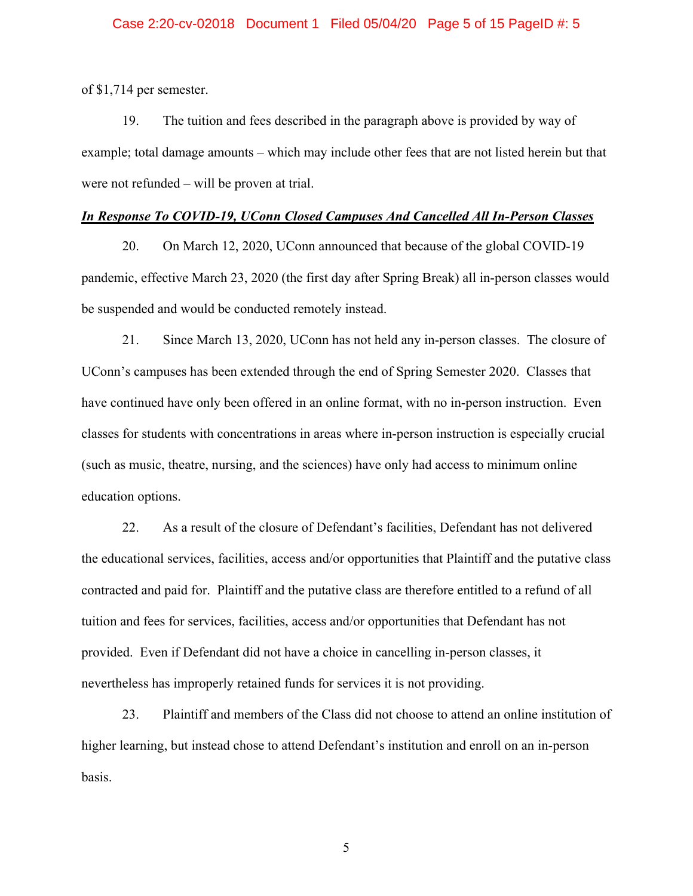of $1,714 per semester.

19. The tuition and fees described in the paragraph above is provided by way of example; total damage amounts – which may include other fees that are not listed herein but that were not refunded – will be proven at trial.

***In Response To COVID-19, UConn Closed Campuses And Cancelled All In-Person Classes***

20. On March 12, 2020, UConn announced that because of the global COVID-19 pandemic, effective March 23, 2020 (the first day after Spring Break) all in-person classes would be suspended and would be conducted remotely instead.

21. Since March 13, 2020, UConn has not held any in-person classes. The closure of UConn's campuses has been extended through the end of Spring Semester 2020. Classes that have continued have only been offered in an online format, with no in-person instruction. Even classes for students with concentrations in areas where in-person instruction is especially crucial (such as music, theatre, nursing, and the sciences) have only had access to minimum online education options.

22. As a result of the closure of Defendant's facilities, Defendant has not delivered the educational services, facilities, access and/or opportunities that Plaintiff and the putative class contracted and paid for. Plaintiff and the putative class are therefore entitled to a refund of all tuition and fees for services, facilities, access and/or opportunities that Defendant has not provided. Even if Defendant did not have a choice in cancelling in-person classes, it nevertheless has improperly retained funds for services it is not providing.

23. Plaintiff and members of the Class did not choose to attend an online institution of higher learning, but instead chose to attend Defendant's institution and enroll on an in-person basis.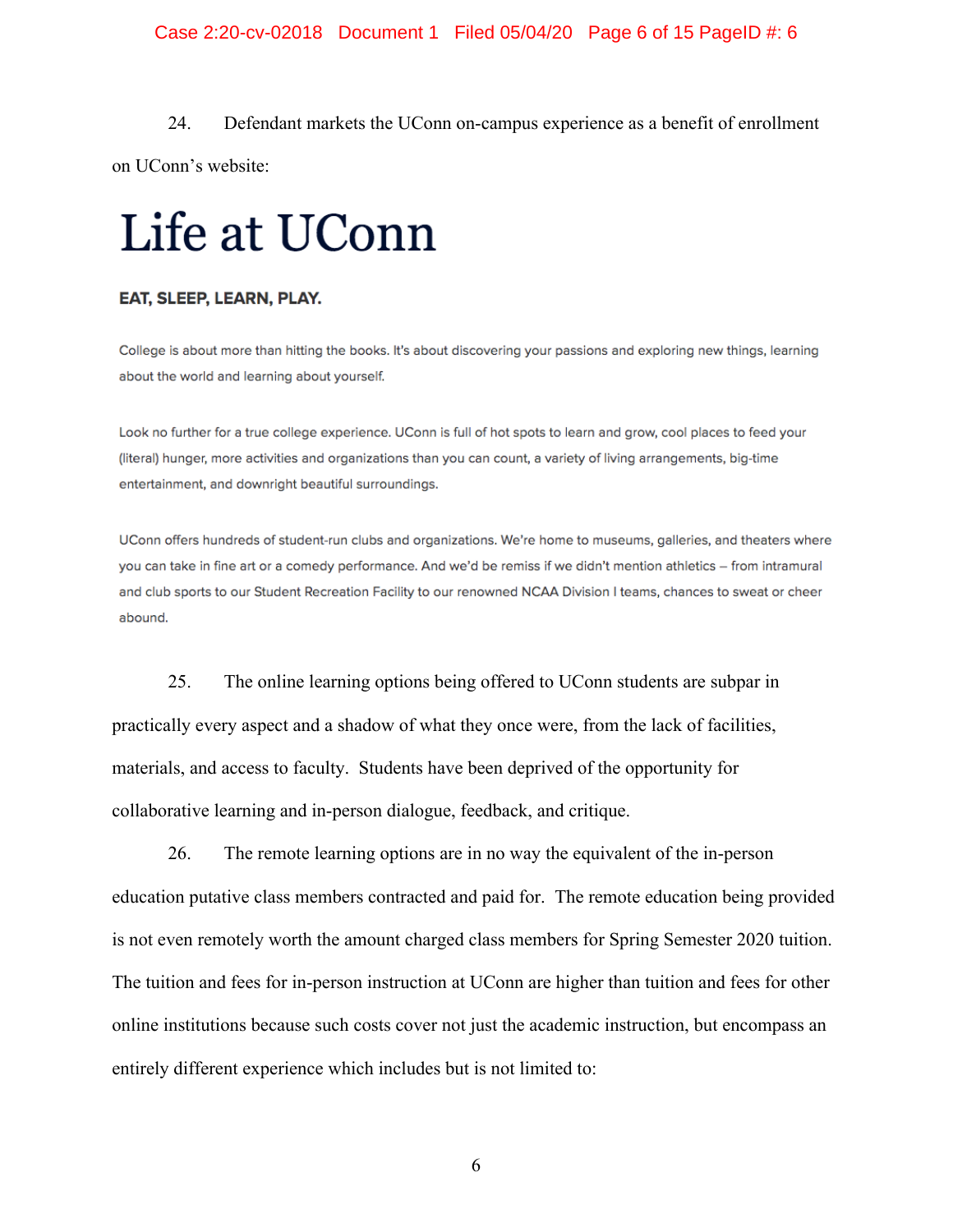24. Defendant markets the UConn on-campus experience as a benefit of enrollment on UConn's website:

# Life at UConn

**EAT, SLEEP, LEARN, PLAY.**

College is about more than hitting the books. It's about discovering your passions and exploring new things, learning about the world and learning about yourself.

Look no further for a true college experience. UConn is full of hot spots to learn and grow, cool places to feed your (literal) hunger, more activities and organizations than you can count, a variety of living arrangements, big-time entertainment, and downright beautiful surroundings.

UConn offers hundreds of student-run clubs and organizations. We're home to museums, galleries, and theaters where you can take in fine art or a comedy performance. And we'd be remiss if we didn't mention athletics – from intramural and club sports to our Student Recreation Facility to our renowned NCAA Division I teams, chances to sweat or cheer abound.

25. The online learning options being offered to UConn students are subpar in practically every aspect and a shadow of what they once were, from the lack of facilities, materials, and access to faculty. Students have been deprived of the opportunity for collaborative learning and in-person dialogue, feedback, and critique.

26. The remote learning options are in no way the equivalent of the in-person education putative class members contracted and paid for. The remote education being provided is not even remotely worth the amount charged class members for Spring Semester 2020 tuition. The tuition and fees for in-person instruction at UConn are higher than tuition and fees for other online institutions because such costs cover not just the academic instruction, but encompass an entirely different experience which includes but is not limited to: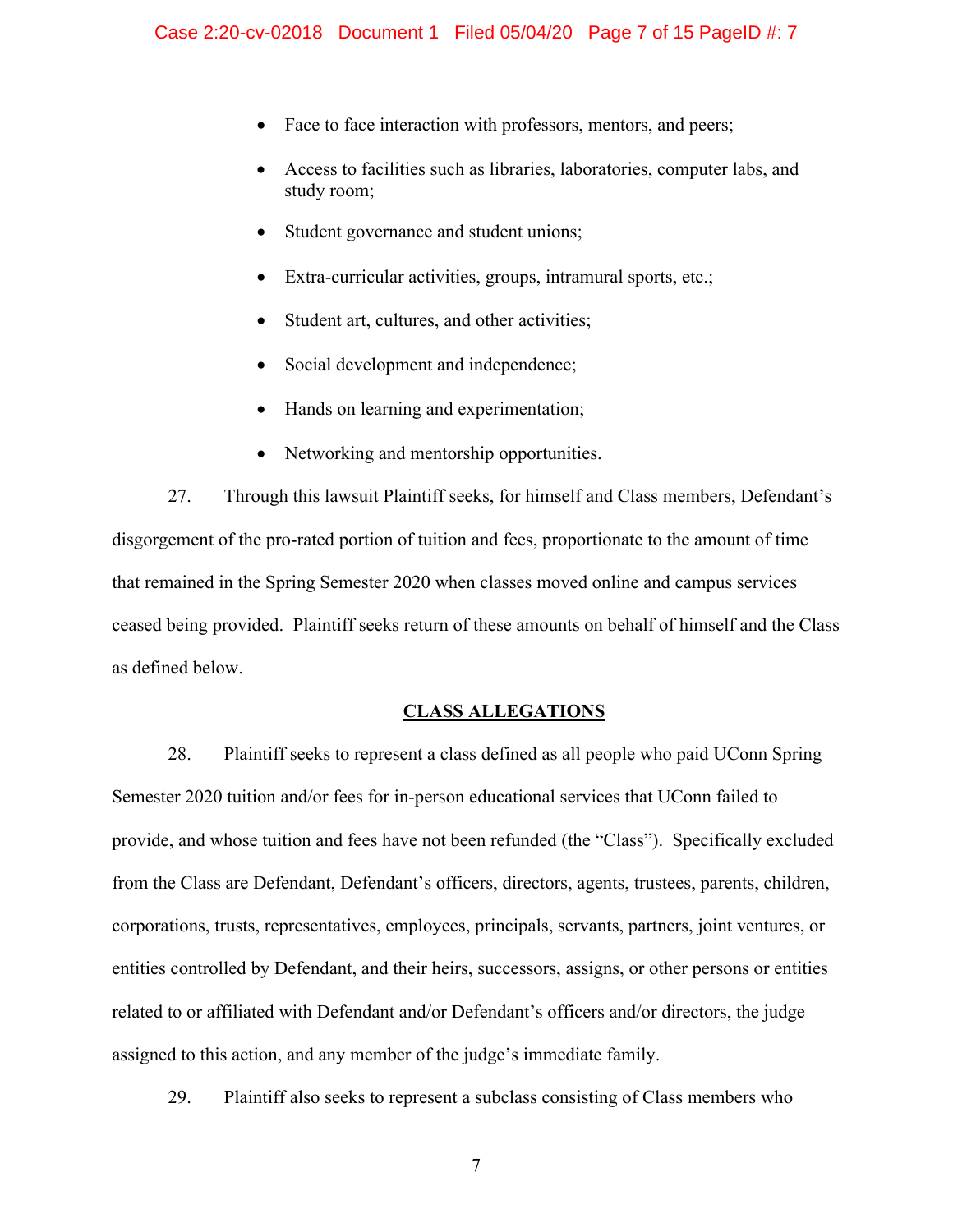- Face to face interaction with professors, mentors, and peers;
- Access to facilities such as libraries, laboratories, computer labs, and study room;
- Student governance and student unions;
- Extra-curricular activities, groups, intramural sports, etc.;
- Student art, cultures, and other activities;
- Social development and independence;
- Hands on learning and experimentation;
- Networking and mentorship opportunities.

27. Through this lawsuit Plaintiff seeks, for himself and Class members, Defendant's disgorgement of the pro-rated portion of tuition and fees, proportionate to the amount of time that remained in the Spring Semester 2020 when classes moved online and campus services ceased being provided. Plaintiff seeks return of these amounts on behalf of himself and the Class as defined below.

## CLASS ALLEGATIONS

28. Plaintiff seeks to represent a class defined as all people who paid UConn Spring Semester 2020 tuition and/or fees for in-person educational services that UConn failed to provide, and whose tuition and fees have not been refunded (the "Class"). Specifically excluded from the Class are Defendant, Defendant's officers, directors, agents, trustees, parents, children, corporations, trusts, representatives, employees, principals, servants, partners, joint ventures, or entities controlled by Defendant, and their heirs, successors, assigns, or other persons or entities related to or affiliated with Defendant and/or Defendant's officers and/or directors, the judge assigned to this action, and any member of the judge's immediate family.

29. Plaintiff also seeks to represent a subclass consisting of Class members who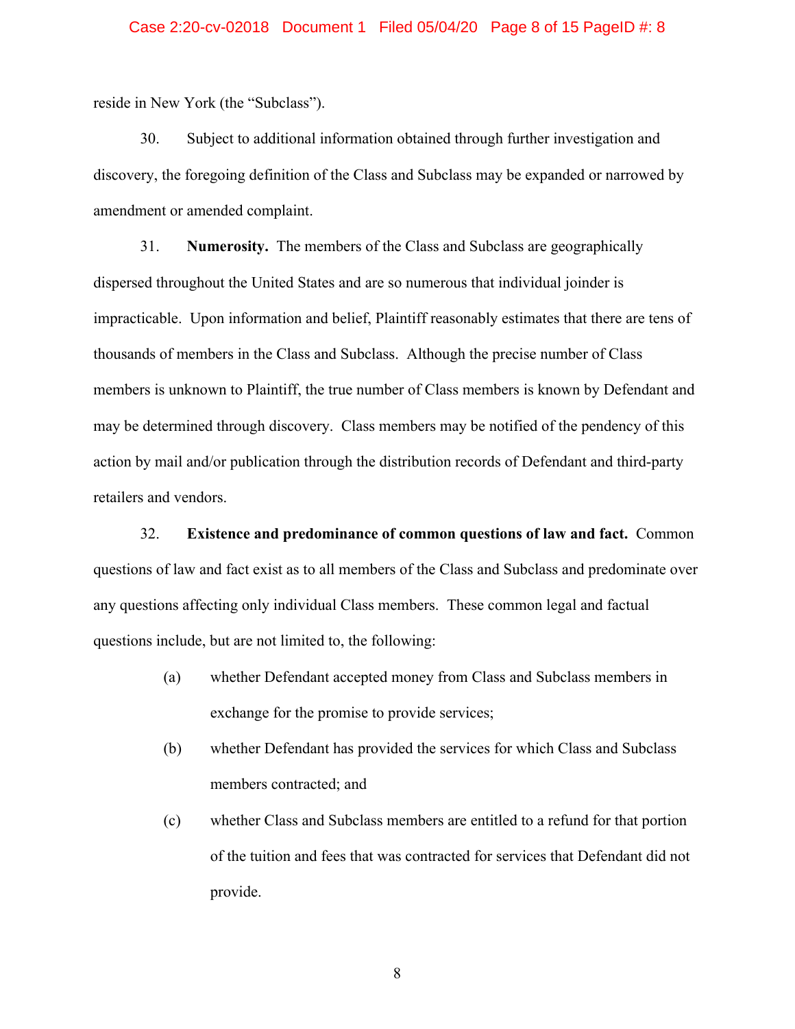reside in New York (the "Subclass").

30. Subject to additional information obtained through further investigation and discovery, the foregoing definition of the Class and Subclass may be expanded or narrowed by amendment or amended complaint.

31. **Numerosity.** The members of the Class and Subclass are geographically dispersed throughout the United States and are so numerous that individual joinder is impracticable. Upon information and belief, Plaintiff reasonably estimates that there are tens of thousands of members in the Class and Subclass. Although the precise number of Class members is unknown to Plaintiff, the true number of Class members is known by Defendant and may be determined through discovery. Class members may be notified of the pendency of this action by mail and/or publication through the distribution records of Defendant and third-party retailers and vendors.

32. **Existence and predominance of common questions of law and fact.** Common questions of law and fact exist as to all members of the Class and Subclass and predominate over any questions affecting only individual Class members. These common legal and factual questions include, but are not limited to, the following:

(a) whether Defendant accepted money from Class and Subclass members in exchange for the promise to provide services;

(b) whether Defendant has provided the services for which Class and Subclass members contracted; and

(c) whether Class and Subclass members are entitled to a refund for that portion of the tuition and fees that was contracted for services that Defendant did not provide.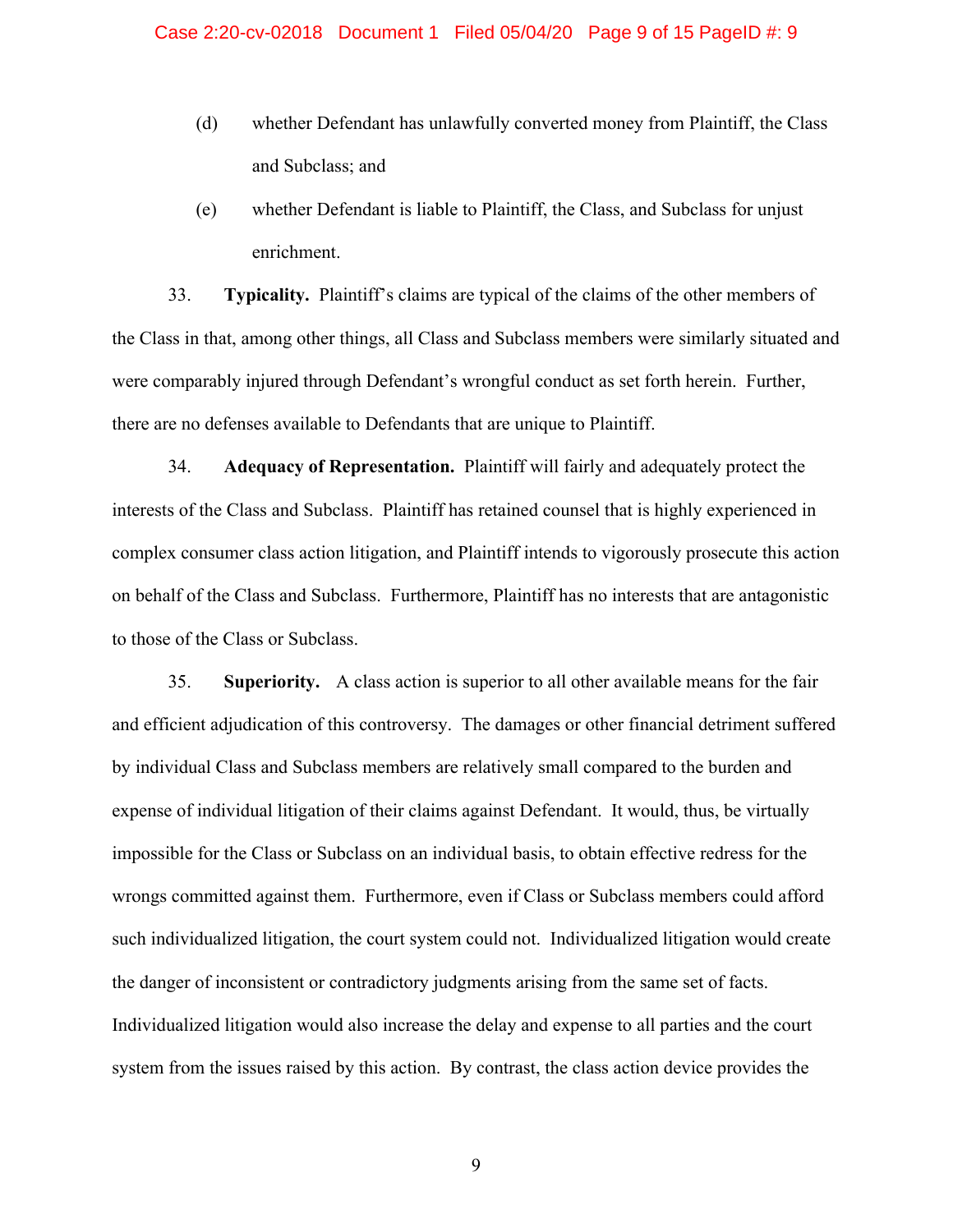(d) whether Defendant has unlawfully converted money from Plaintiff, the Class and Subclass; and

(e) whether Defendant is liable to Plaintiff, the Class, and Subclass for unjust enrichment.

33. **Typicality.** Plaintiff's claims are typical of the claims of the other members of the Class in that, among other things, all Class and Subclass members were similarly situated and were comparably injured through Defendant's wrongful conduct as set forth herein. Further, there are no defenses available to Defendants that are unique to Plaintiff.

34. **Adequacy of Representation.** Plaintiff will fairly and adequately protect the interests of the Class and Subclass. Plaintiff has retained counsel that is highly experienced in complex consumer class action litigation, and Plaintiff intends to vigorously prosecute this action on behalf of the Class and Subclass. Furthermore, Plaintiff has no interests that are antagonistic to those of the Class or Subclass.

35. **Superiority.** A class action is superior to all other available means for the fair and efficient adjudication of this controversy. The damages or other financial detriment suffered by individual Class and Subclass members are relatively small compared to the burden and expense of individual litigation of their claims against Defendant. It would, thus, be virtually impossible for the Class or Subclass on an individual basis, to obtain effective redress for the wrongs committed against them. Furthermore, even if Class or Subclass members could afford such individualized litigation, the court system could not. Individualized litigation would create the danger of inconsistent or contradictory judgments arising from the same set of facts. Individualized litigation would also increase the delay and expense to all parties and the court system from the issues raised by this action. By contrast, the class action device provides the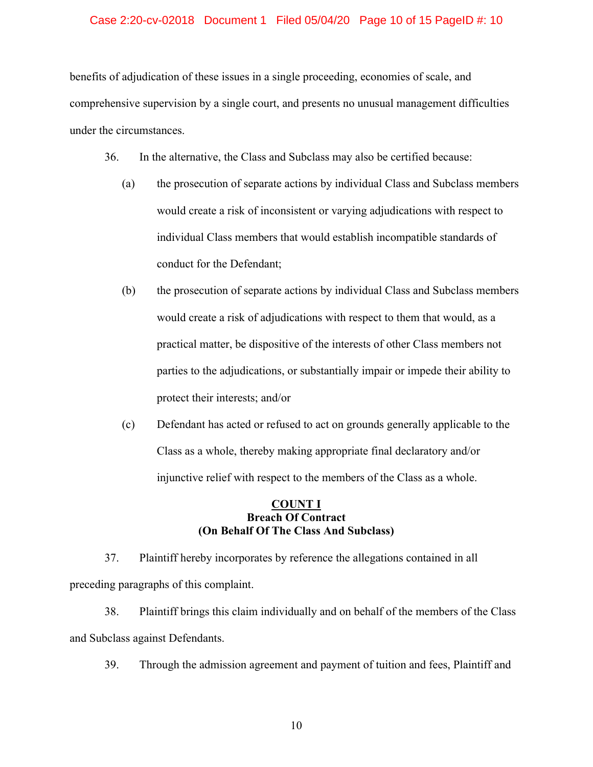benefits of adjudication of these issues in a single proceeding, economies of scale, and comprehensive supervision by a single court, and presents no unusual management difficulties under the circumstances.

36. In the alternative, the Class and Subclass may also be certified because:

(a) the prosecution of separate actions by individual Class and Subclass members would create a risk of inconsistent or varying adjudications with respect to individual Class members that would establish incompatible standards of conduct for the Defendant;

(b) the prosecution of separate actions by individual Class and Subclass members would create a risk of adjudications with respect to them that would, as a practical matter, be dispositive of the interests of other Class members not parties to the adjudications, or substantially impair or impede their ability to protect their interests; and/or

(c) Defendant has acted or refused to act on grounds generally applicable to the Class as a whole, thereby making appropriate final declaratory and/or injunctive relief with respect to the members of the Class as a whole.

## <u>COUNT I</u>
## Breach Of Contract
## (On Behalf Of The Class And Subclass)

37. Plaintiff hereby incorporates by reference the allegations contained in all preceding paragraphs of this complaint.

38. Plaintiff brings this claim individually and on behalf of the members of the Class and Subclass against Defendants.

39. Through the admission agreement and payment of tuition and fees, Plaintiff and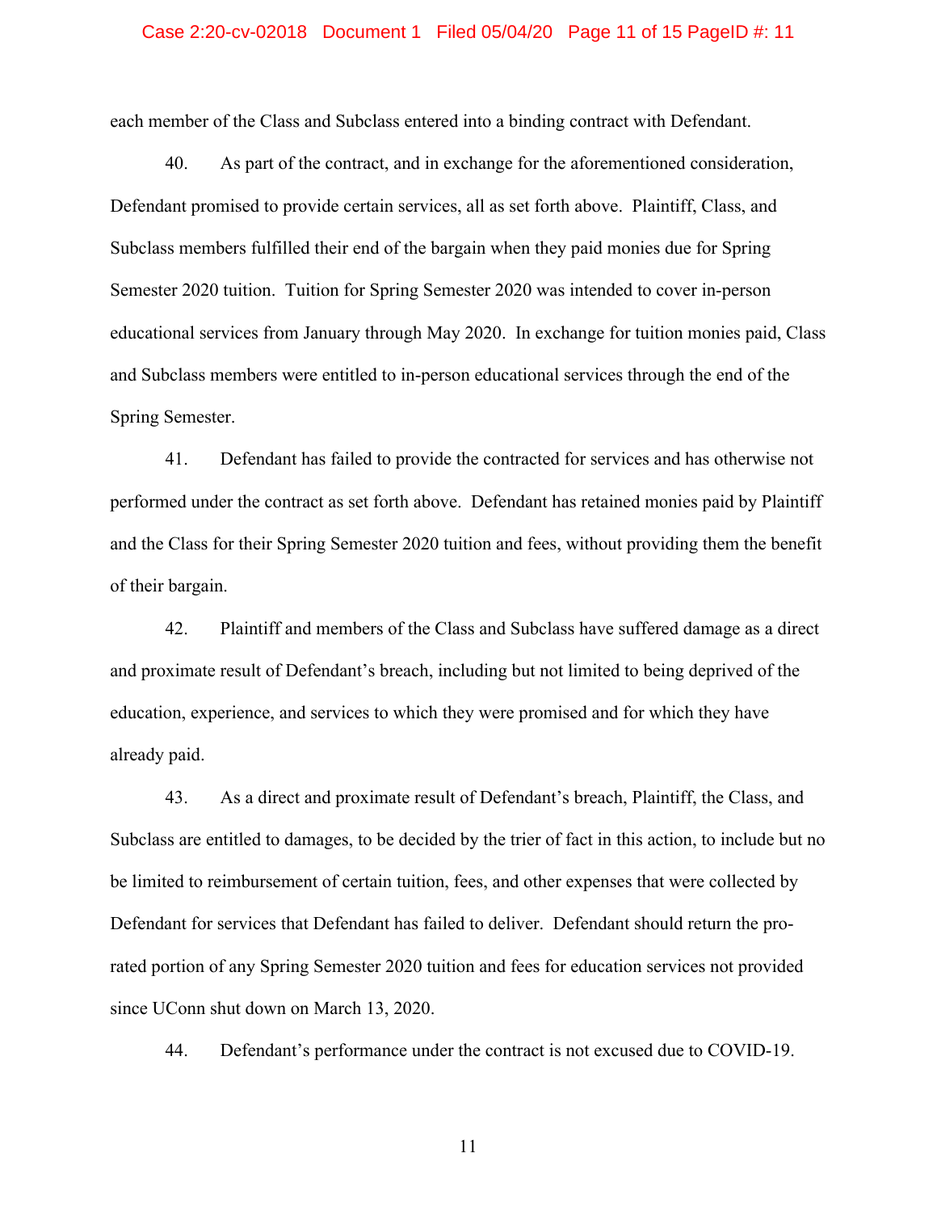each member of the Class and Subclass entered into a binding contract with Defendant.

40. As part of the contract, and in exchange for the aforementioned consideration, Defendant promised to provide certain services, all as set forth above. Plaintiff, Class, and Subclass members fulfilled their end of the bargain when they paid monies due for Spring Semester 2020 tuition. Tuition for Spring Semester 2020 was intended to cover in-person educational services from January through May 2020. In exchange for tuition monies paid, Class and Subclass members were entitled to in-person educational services through the end of the Spring Semester.

41. Defendant has failed to provide the contracted for services and has otherwise not performed under the contract as set forth above. Defendant has retained monies paid by Plaintiff and the Class for their Spring Semester 2020 tuition and fees, without providing them the benefit of their bargain.

42. Plaintiff and members of the Class and Subclass have suffered damage as a direct and proximate result of Defendant's breach, including but not limited to being deprived of the education, experience, and services to which they were promised and for which they have already paid.

43. As a direct and proximate result of Defendant's breach, Plaintiff, the Class, and Subclass are entitled to damages, to be decided by the trier of fact in this action, to include but no be limited to reimbursement of certain tuition, fees, and other expenses that were collected by Defendant for services that Defendant has failed to deliver. Defendant should return the pro-rated portion of any Spring Semester 2020 tuition and fees for education services not provided since UConn shut down on March 13, 2020.

44. Defendant's performance under the contract is not excused due to COVID-19.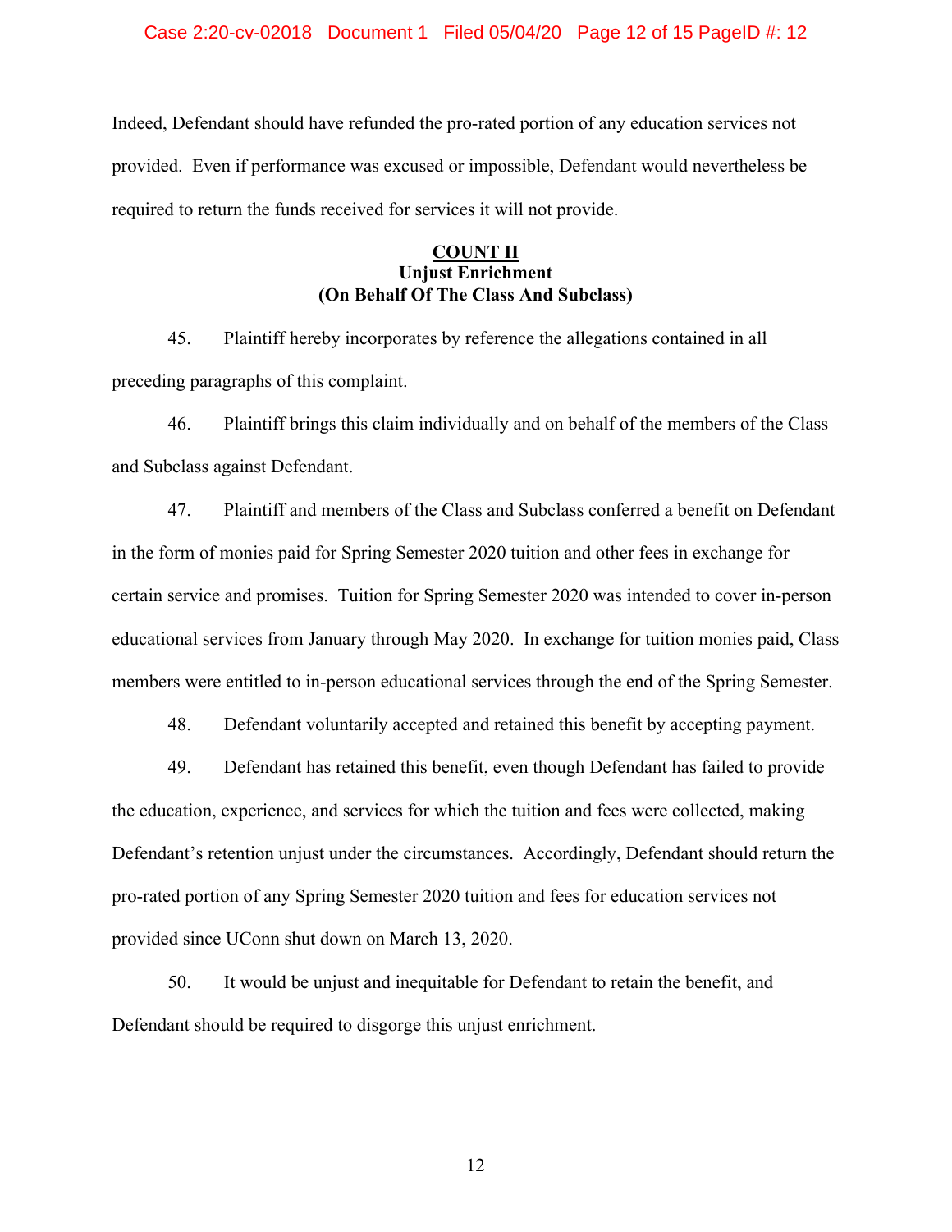Indeed, Defendant should have refunded the pro-rated portion of any education services not provided. Even if performance was excused or impossible, Defendant would nevertheless be required to return the funds received for services it will not provide.

**COUNT II**
**Unjust Enrichment**
**(On Behalf Of The Class And Subclass)**

45. Plaintiff hereby incorporates by reference the allegations contained in all preceding paragraphs of this complaint.

46. Plaintiff brings this claim individually and on behalf of the members of the Class and Subclass against Defendant.

47. Plaintiff and members of the Class and Subclass conferred a benefit on Defendant in the form of monies paid for Spring Semester 2020 tuition and other fees in exchange for certain service and promises. Tuition for Spring Semester 2020 was intended to cover in-person educational services from January through May 2020. In exchange for tuition monies paid, Class members were entitled to in-person educational services through the end of the Spring Semester.

48. Defendant voluntarily accepted and retained this benefit by accepting payment.

49. Defendant has retained this benefit, even though Defendant has failed to provide the education, experience, and services for which the tuition and fees were collected, making Defendant's retention unjust under the circumstances. Accordingly, Defendant should return the pro-rated portion of any Spring Semester 2020 tuition and fees for education services not provided since UConn shut down on March 13, 2020.

50. It would be unjust and inequitable for Defendant to retain the benefit, and Defendant should be required to disgorge this unjust enrichment.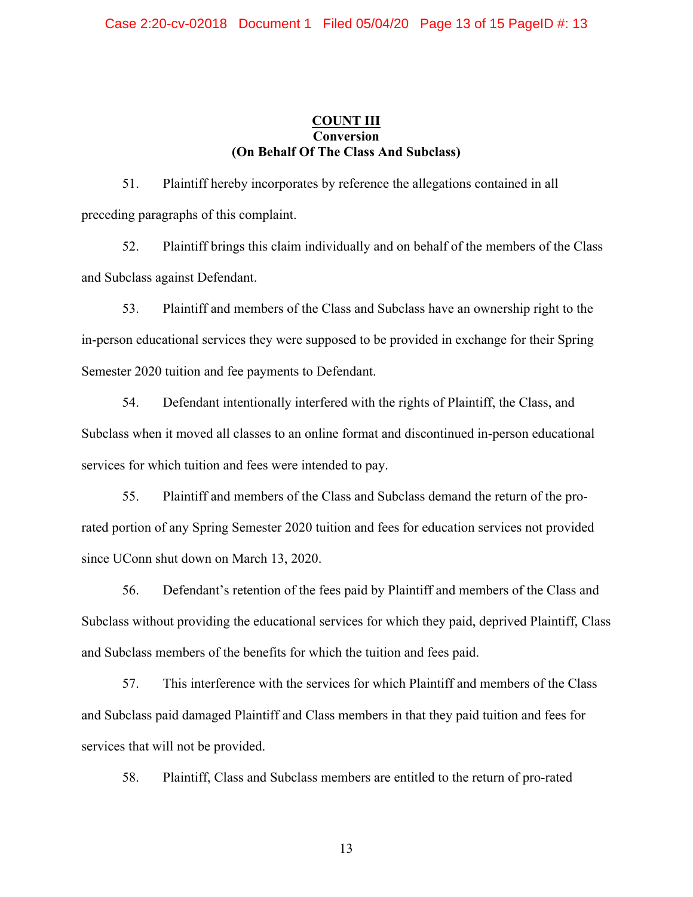**COUNT III**
**Conversion**
**(On Behalf Of The Class And Subclass)**

51. Plaintiff hereby incorporates by reference the allegations contained in all preceding paragraphs of this complaint.

52. Plaintiff brings this claim individually and on behalf of the members of the Class and Subclass against Defendant.

53. Plaintiff and members of the Class and Subclass have an ownership right to the in-person educational services they were supposed to be provided in exchange for their Spring Semester 2020 tuition and fee payments to Defendant.

54. Defendant intentionally interfered with the rights of Plaintiff, the Class, and Subclass when it moved all classes to an online format and discontinued in-person educational services for which tuition and fees were intended to pay.

55. Plaintiff and members of the Class and Subclass demand the return of the pro-rated portion of any Spring Semester 2020 tuition and fees for education services not provided since UConn shut down on March 13, 2020.

56. Defendant's retention of the fees paid by Plaintiff and members of the Class and Subclass without providing the educational services for which they paid, deprived Plaintiff, Class and Subclass members of the benefits for which the tuition and fees paid.

57. This interference with the services for which Plaintiff and members of the Class and Subclass paid damaged Plaintiff and Class members in that they paid tuition and fees for services that will not be provided.

58. Plaintiff, Class and Subclass members are entitled to the return of pro-rated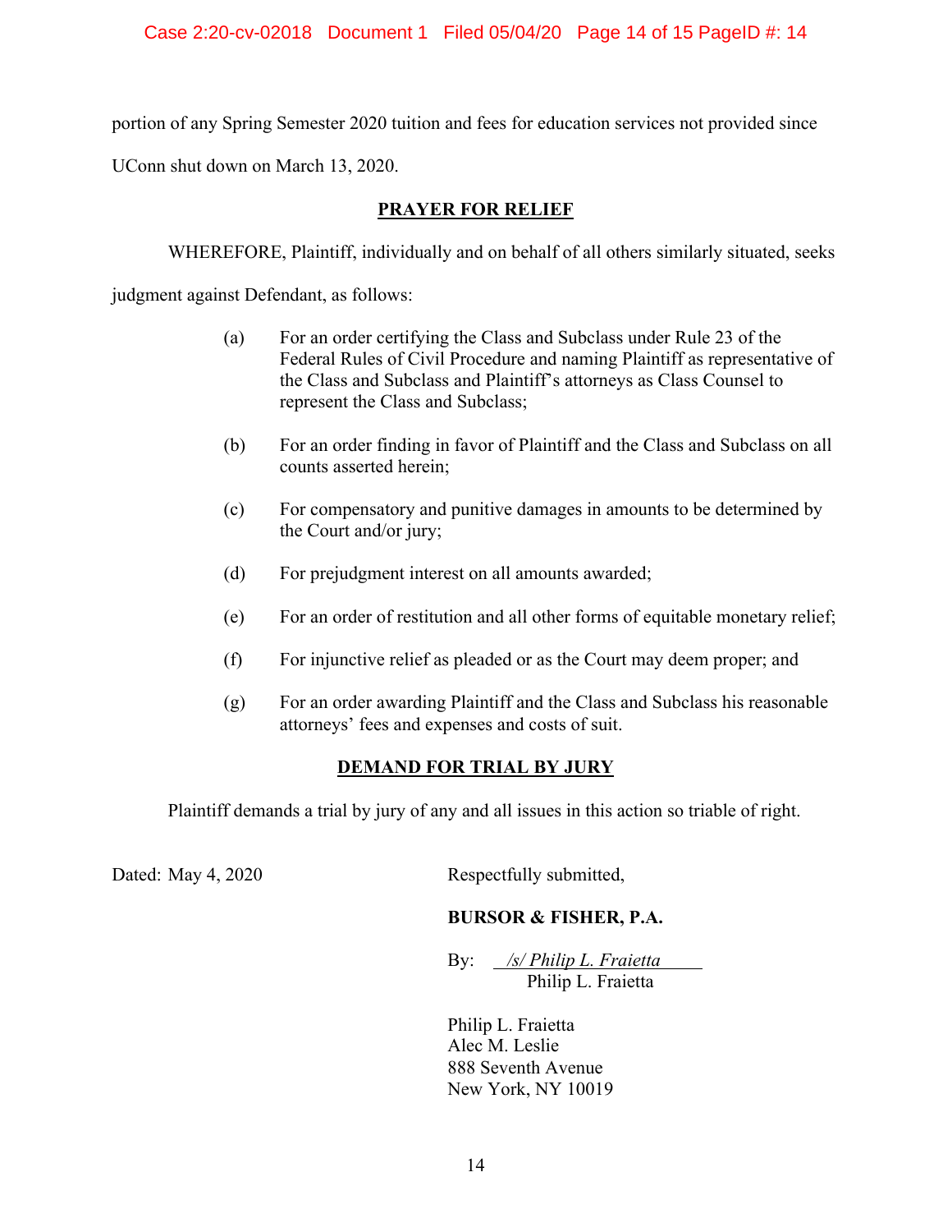portion of any Spring Semester 2020 tuition and fees for education services not provided since UConn shut down on March 13, 2020.

## PRAYER FOR RELIEF

WHEREFORE, Plaintiff, individually and on behalf of all others similarly situated, seeks judgment against Defendant, as follows:

(a) For an order certifying the Class and Subclass under Rule 23 of the Federal Rules of Civil Procedure and naming Plaintiff as representative of the Class and Subclass and Plaintiff's attorneys as Class Counsel to represent the Class and Subclass;

(b) For an order finding in favor of Plaintiff and the Class and Subclass on all counts asserted herein;

(c) For compensatory and punitive damages in amounts to be determined by the Court and/or jury;

(d) For prejudgment interest on all amounts awarded;

(e) For an order of restitution and all other forms of equitable monetary relief;

(f) For injunctive relief as pleaded or as the Court may deem proper; and

(g) For an order awarding Plaintiff and the Class and Subclass his reasonable attorneys' fees and expenses and costs of suit.

## DEMAND FOR TRIAL BY JURY

Plaintiff demands a trial by jury of any and all issues in this action so triable of right.

Dated: May 4, 2020

Respectfully submitted,

**BURSOR & FISHER, P.A.**

By: */s/ Philip L. Fraietta*
Philip L. Fraietta

Philip L. Fraietta
Alec M. Leslie
888 Seventh Avenue
New York, NY 10019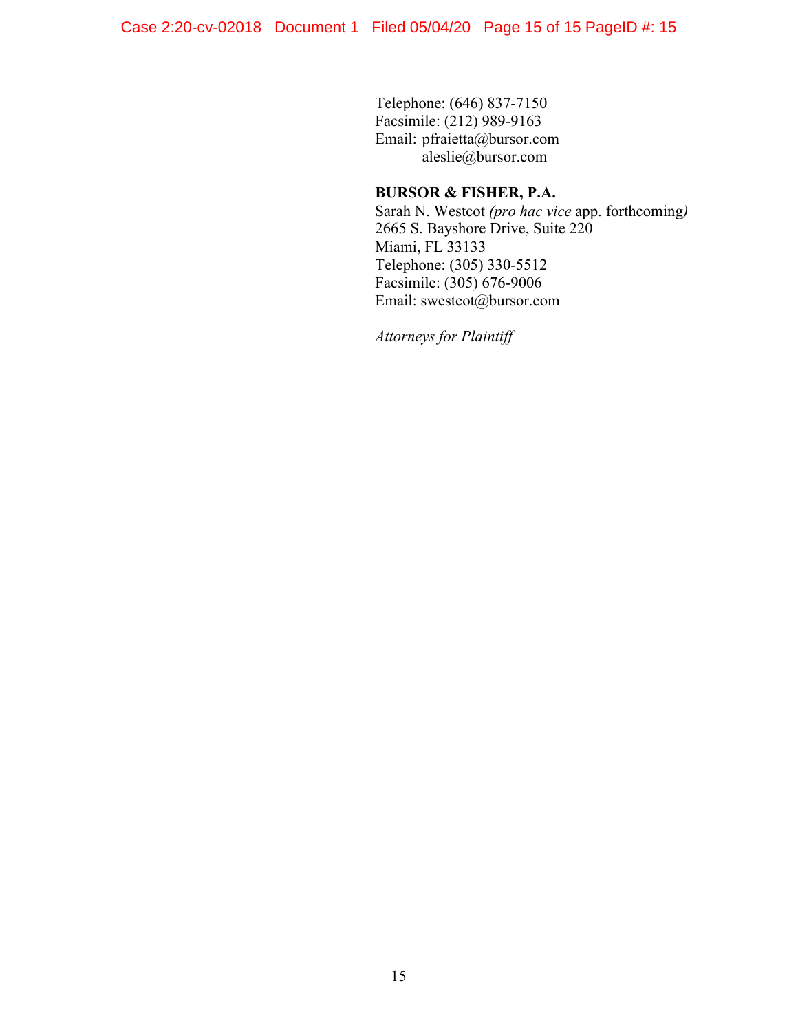Telephone: (646) 837-7150
Facsimile: (212) 989-9163
Email: pfraietta@bursor.com
aleslie@bursor.com

**BURSOR & FISHER, P.A.**
Sarah N. Westcot *(pro hac vice* app. forthcoming*)*
2665 S. Bayshore Drive, Suite 220
Miami, FL 33133
Telephone: (305) 330-5512
Facsimile: (305) 676-9006
Email: swestcot@bursor.com

*Attorneys for Plaintiff*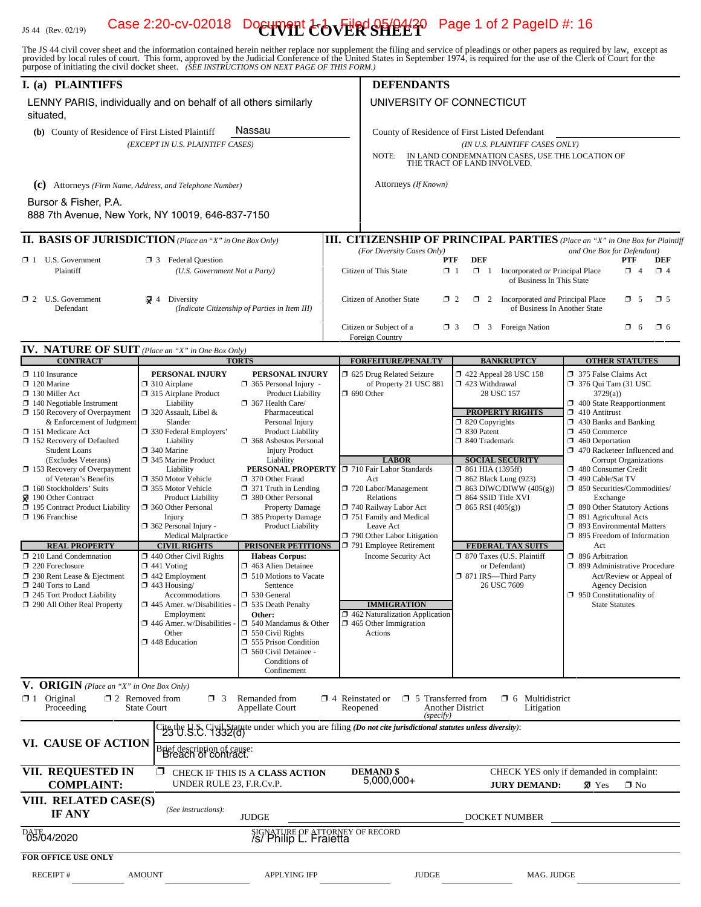JS 44 (Rev. 02/19)

# CIVIL COVER SHEET

The JS 44 civil cover sheet and the information contained herein neither replace nor supplement the filing and service of pleadings or other papers as required by law, except as provided by local rules of court. This form, approved by the Judicial Conference of the United States in September 1974, is required for the use of the Clerk of Court for the purpose of initiating the civil docket sheet. *(SEE INSTRUCTIONS ON NEXT PAGE OF THIS FORM.)*

## I. (a) PLAINTIFFS

LENNY PARIS, individually and on behalf of all others similarly situated,

**(b)** County of Residence of First Listed Plaintiff: Nassau
*(EXCEPT IN U.S. PLAINTIFF CASES)*

**(c)** Attorneys *(Firm Name, Address, and Telephone Number)*

Bursor & Fisher, P.A.
888 7th Avenue, New York, NY 10019, 646-837-7150

## DEFENDANTS

UNIVERSITY OF CONNECTICUT

County of Residence of First Listed Defendant
*(IN U.S. PLAINTIFF CASES ONLY)*

NOTE: IN LAND CONDEMNATION CASES, USE THE LOCATION OF THE TRACT OF LAND INVOLVED.

Attorneys *(If Known)*

## II. BASIS OF JURISDICTION *(Place an "X" in One Box Only)*

- ☐ 1 U.S. Government Plaintiff
- ☐ 3 Federal Question (U.S. Government Not a Party)
- ☐ 2 U.S. Government Defendant
- ☒ 4 Diversity (Indicate Citizenship of Parties in Item III)

## III. CITIZENSHIP OF PRINCIPAL PARTIES *(Place an "X" in One Box for Plaintiff and One Box for Defendant)*
*(For Diversity Cases Only)*

| | PTF | DEF | | PTF | DEF |
|---|---|---|---|---|---|
| Citizen of This State | ☐ 1 | ☐ 1 | Incorporated *or* Principal Place of Business In This State | ☐ 4 | ☐ 4 |
| Citizen of Another State | ☐ 2 | ☐ 2 | Incorporated *and* Principal Place of Business In Another State | ☐ 5 | ☐ 5 |
| Citizen or Subject of a Foreign Country | ☐ 3 | ☐ 3 | Foreign Nation | ☐ 6 | ☐ 6 |

## IV. NATURE OF SUIT *(Place an "X" in One Box Only)*

**CONTRACT**
- ☐ 110 Insurance
- ☐ 120 Marine
- ☐ 130 Miller Act
- ☐ 140 Negotiable Instrument
- ☐ 150 Recovery of Overpayment & Enforcement of Judgment
- ☐ 151 Medicare Act
- ☐ 152 Recovery of Defaulted Student Loans (Excludes Veterans)
- ☐ 153 Recovery of Overpayment of Veteran's Benefits
- ☐ 160 Stockholders' Suits
- ☒ 190 Other Contract
- ☐ 195 Contract Product Liability
- ☐ 196 Franchise

**REAL PROPERTY**
- ☐ 210 Land Condemnation
- ☐ 220 Foreclosure
- ☐ 230 Rent Lease & Ejectment
- ☐ 240 Torts to Land
- ☐ 245 Tort Product Liability
- ☐ 290 All Other Real Property

**TORTS — PERSONAL INJURY**
- ☐ 310 Airplane
- ☐ 315 Airplane Product Liability
- ☐ 320 Assault, Libel & Slander
- ☐ 330 Federal Employers' Liability
- ☐ 340 Marine
- ☐ 345 Marine Product Liability
- ☐ 350 Motor Vehicle
- ☐ 355 Motor Vehicle Product Liability
- ☐ 360 Other Personal Injury
- ☐ 362 Personal Injury - Medical Malpractice

**PERSONAL INJURY**
- ☐ 365 Personal Injury - Product Liability
- ☐ 367 Health Care/ Pharmaceutical Personal Injury Product Liability
- ☐ 368 Asbestos Personal Injury Product Liability

**PERSONAL PROPERTY**
- ☐ 370 Other Fraud
- ☐ 371 Truth in Lending
- ☐ 380 Other Personal Property Damage
- ☐ 385 Property Damage Product Liability

**CIVIL RIGHTS**
- ☐ 440 Other Civil Rights
- ☐ 441 Voting
- ☐ 442 Employment
- ☐ 443 Housing/ Accommodations
- ☐ 445 Amer. w/Disabilities - Employment
- ☐ 446 Amer. w/Disabilities - Other
- ☐ 448 Education

**PRISONER PETITIONS**
Habeas Corpus:
- ☐ 463 Alien Detainee
- ☐ 510 Motions to Vacate Sentence
- ☐ 530 General
- ☐ 535 Death Penalty

Other:
- ☐ 540 Mandamus & Other
- ☐ 550 Civil Rights
- ☐ 555 Prison Condition
- ☐ 560 Civil Detainee - Conditions of Confinement

**FORFEITURE/PENALTY**
- ☐ 625 Drug Related Seizure of Property 21 USC 881
- ☐ 690 Other

**LABOR**
- ☐ 710 Fair Labor Standards Act
- ☐ 720 Labor/Management Relations
- ☐ 740 Railway Labor Act
- ☐ 751 Family and Medical Leave Act
- ☐ 790 Other Labor Litigation
- ☐ 791 Employee Retirement Income Security Act

**IMMIGRATION**
- ☐ 462 Naturalization Application
- ☐ 465 Other Immigration Actions

**BANKRUPTCY**
- ☐ 422 Appeal 28 USC 158
- ☐ 423 Withdrawal 28 USC 157

**PROPERTY RIGHTS**
- ☐ 820 Copyrights
- ☐ 830 Patent
- ☐ 840 Trademark

**SOCIAL SECURITY**
- ☐ 861 HIA (1395ff)
- ☐ 862 Black Lung (923)
- ☐ 863 DIWC/DIWW (405(g))
- ☐ 864 SSID Title XVI
- ☐ 865 RSI (405(g))

**FEDERAL TAX SUITS**
- ☐ 870 Taxes (U.S. Plaintiff or Defendant)
- ☐ 871 IRS—Third Party 26 USC 7609

**OTHER STATUTES**
- ☐ 375 False Claims Act
- ☐ 376 Qui Tam (31 USC 3729(a))
- ☐ 400 State Reapportionment
- ☐ 410 Antitrust
- ☐ 430 Banks and Banking
- ☐ 450 Commerce
- ☐ 460 Deportation
- ☐ 470 Racketeer Influenced and Corrupt Organizations
- ☐ 480 Consumer Credit
- ☐ 490 Cable/Sat TV
- ☐ 850 Securities/Commodities/ Exchange
- ☐ 890 Other Statutory Actions
- ☐ 891 Agricultural Acts
- ☐ 893 Environmental Matters
- ☐ 895 Freedom of Information Act
- ☐ 896 Arbitration
- ☐ 899 Administrative Procedure Act/Review or Appeal of Agency Decision
- ☐ 950 Constitutionality of State Statutes

## V. ORIGIN *(Place an "X" in One Box Only)*

- ☐ 1 Original Proceeding
- ☐ 2 Removed from State Court
- ☐ 3 Remanded from Appellate Court
- ☐ 4 Reinstated or Reopened
- ☐ 5 Transferred from Another District *(specify)*
- ☐ 6 Multidistrict Litigation

## VI. CAUSE OF ACTION

Cite the U.S. Civil Statute under which you are filing *(Do not cite jurisdictional statutes unless diversity)*: 23 U.S.C. 1332(d)

Brief description of cause: Breach of contract.

## VII. REQUESTED IN COMPLAINT:

☐ CHECK IF THIS IS A **CLASS ACTION** UNDER RULE 23, F.R.Cv.P.

**DEMAND $** 5,000,000+

CHECK YES only if demanded in complaint: **JURY DEMAND:** ☒ Yes ☐ No

## VIII. RELATED CASE(S) IF ANY

*(See instructions):* JUDGE ______ DOCKET NUMBER ______

DATE: 05/04/2020

SIGNATURE OF ATTORNEY OF RECORD: /s/ Philip L. Fraietta

**FOR OFFICE USE ONLY**

RECEIPT # ______ AMOUNT ______ APPLYING IFP ______ JUDGE ______ MAG. JUDGE ______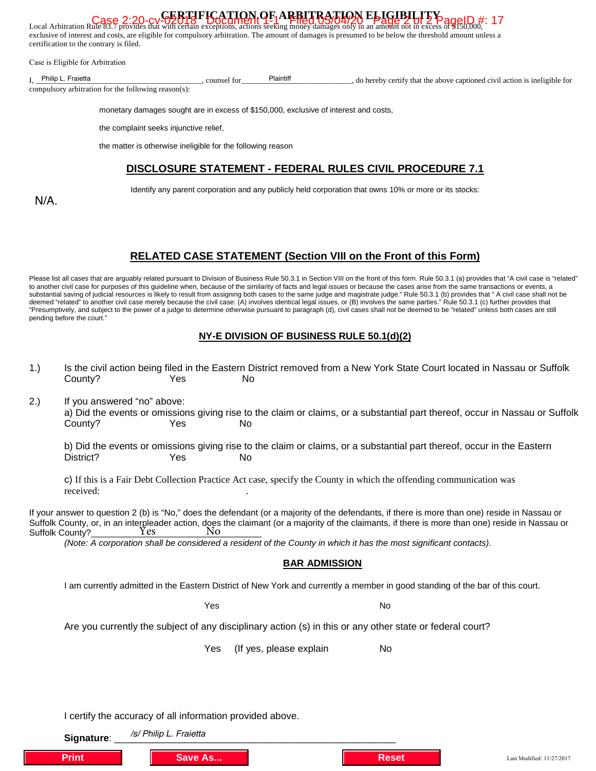# CERTIFICATION OF ARBITRATION ELIGIBILITY

Local Arbitration Rule 83.7 provides that with certain exceptions, actions seeking money damages only in an amount not in excess of $150,000, exclusive of interest and costs, are eligible for compulsory arbitration. The amount of damages is presumed to be below the threshold amount unless a certification to the contrary is filed.

Case is Eligible for Arbitration

I, Philip L. Fraietta, counsel for Plaintiff, do hereby certify that the above captioned civil action is ineligible for compulsory arbitration for the following reason(s):

monetary damages sought are in excess of $150,000, exclusive of interest and costs,

the complaint seeks injunctive relief,

the matter is otherwise ineligible for the following reason

## DISCLOSURE STATEMENT - FEDERAL RULES CIVIL PROCEDURE 7.1

Identify any parent corporation and any publicly held corporation that owns 10% or more or its stocks:

N/A.

## RELATED CASE STATEMENT (Section VIII on the Front of this Form)

Please list all cases that are arguably related pursuant to Division of Business Rule 50.3.1 in Section VIII on the front of this form. Rule 50.3.1 (a) provides that "A civil case is "related" to another civil case for purposes of this guideline when, because of the similarity of facts and legal issues or because the cases arise from the same transactions or events, a substantial saving of judicial resources is likely to result from assigning both cases to the same judge and magistrate judge." Rule 50.3.1 (b) provides that " A civil case shall not be deemed "related" to another civil case merely because the civil case: (A) involves identical legal issues, or (B) involves the same parties." Rule 50.3.1 (c) further provides that "Presumptively, and subject to the power of a judge to determine otherwise pursuant to paragraph (d), civil cases shall not be deemed to be "related" unless both cases are still pending before the court."

## NY-E DIVISION OF BUSINESS RULE 50.1(d)(2)

1.) Is the civil action being filed in the Eastern District removed from a New York State Court located in Nassau or Suffolk County? Yes No

2.) If you answered "no" above:

a) Did the events or omissions giving rise to the claim or claims, or a substantial part thereof, occur in Nassau or Suffolk County? Yes No

b) Did the events or omissions giving rise to the claim or claims, or a substantial part thereof, occur in the Eastern District? Yes No

c) If this is a Fair Debt Collection Practice Act case, specify the County in which the offending communication was received: .

If your answer to question 2 (b) is "No," does the defendant (or a majority of the defendants, if there is more than one) reside in Nassau or Suffolk County, or, in an interpleader action, does the claimant (or a majority of the claimants, if there is more than one) reside in Nassau or Suffolk County? Yes No

*(Note: A corporation shall be considered a resident of the County in which it has the most significant contacts).*

## BAR ADMISSION

I am currently admitted in the Eastern District of New York and currently a member in good standing of the bar of this court.

Yes No

Are you currently the subject of any disciplinary action (s) in this or any other state or federal court?

Yes (If yes, please explain No

I certify the accuracy of all information provided above.

**Signature**: */s/ Philip L. Fraietta*

Last Modified: 11/27/2017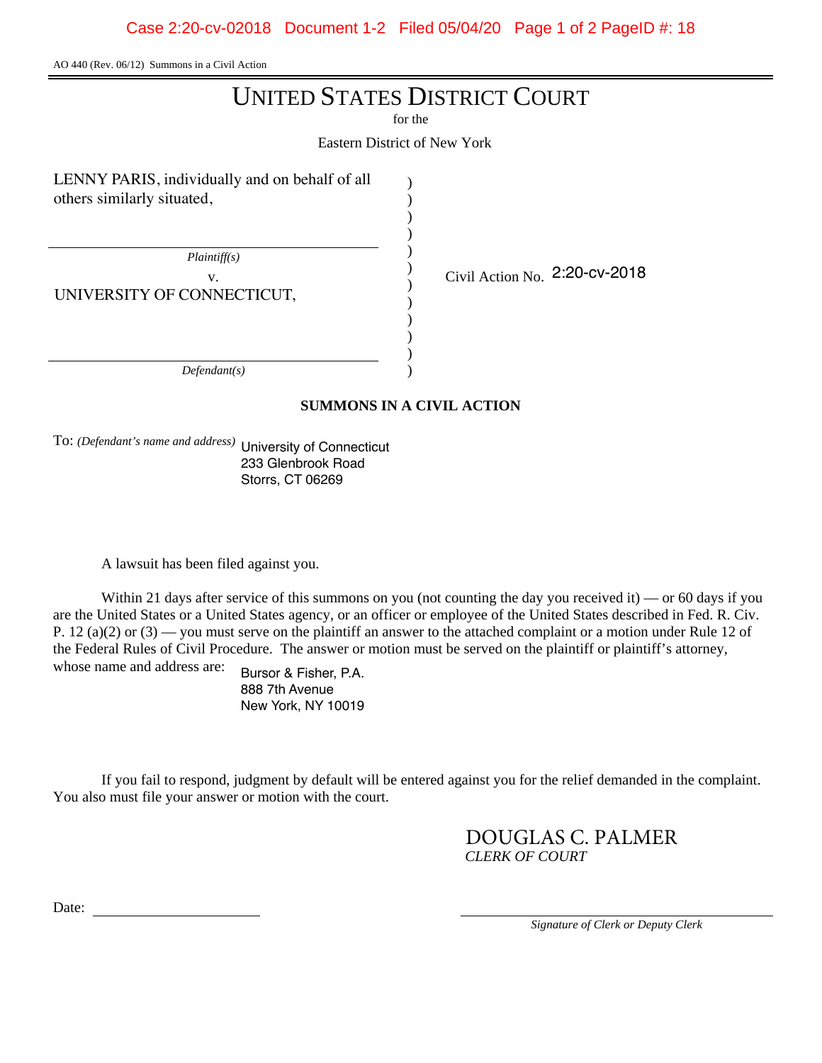AO 440 (Rev. 06/12) Summons in a Civil Action

# UNITED STATES DISTRICT COURT

for the

Eastern District of New York

LENNY PARIS, individually and on behalf of all others similarly situated,

*Plaintiff(s)*

v.

UNIVERSITY OF CONNECTICUT,

*Defendant(s)*

Civil Action No. 2:20-cv-2018

**SUMMONS IN A CIVIL ACTION**

To: *(Defendant's name and address)* University of Connecticut
233 Glenbrook Road
Storrs, CT 06269

A lawsuit has been filed against you.

Within 21 days after service of this summons on you (not counting the day you received it) — or 60 days if you are the United States or a United States agency, or an officer or employee of the United States described in Fed. R. Civ. P. 12 (a)(2) or (3) — you must serve on the plaintiff an answer to the attached complaint or a motion under Rule 12 of the Federal Rules of Civil Procedure. The answer or motion must be served on the plaintiff or plaintiff's attorney, whose name and address are: Bursor & Fisher, P.A.
888 7th Avenue
New York, NY 10019

If you fail to respond, judgment by default will be entered against you for the relief demanded in the complaint. You also must file your answer or motion with the court.

DOUGLAS C. PALMER
*CLERK OF COURT*

Date: \_\_\_\_\_\_\_\_\_\_\_\_\_\_\_\_

\_\_\_\_\_\_\_\_\_\_\_\_\_\_\_\_\_\_\_\_\_\_\_\_
*Signature of Clerk or Deputy Clerk*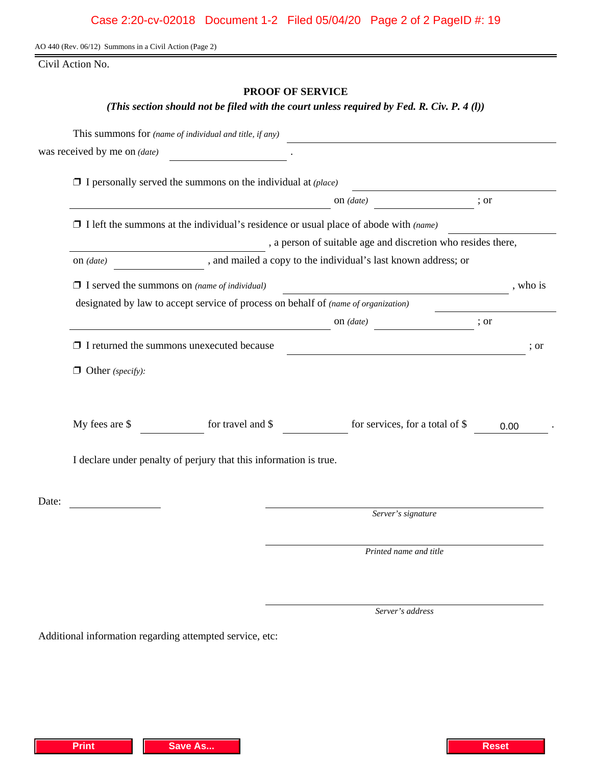AO 440 (Rev. 06/12) Summons in a Civil Action (Page 2)

Civil Action No.

## PROOF OF SERVICE

***(This section should not be filed with the court unless required by Fed. R. Civ. P. 4 (l))***

This summons for *(name of individual and title, if any)* \_\_\_\_\_\_\_\_\_\_\_\_\_\_\_\_\_\_\_\_

was received by me on *(date)* \_\_\_\_\_\_\_\_\_\_\_\_ .

❒ I personally served the summons on the individual at *(place)* \_\_\_\_\_\_\_\_\_\_\_\_\_\_\_\_\_\_\_\_

\_\_\_\_\_\_\_\_\_\_\_\_\_\_\_\_\_\_\_\_ on *(date)* \_\_\_\_\_\_\_\_\_\_\_\_ ; or

❒ I left the summons at the individual's residence or usual place of abode with *(name)* \_\_\_\_\_\_\_\_\_\_\_\_

\_\_\_\_\_\_\_\_\_\_\_\_\_\_\_\_\_\_\_\_ , a person of suitable age and discretion who resides there,

on *(date)* \_\_\_\_\_\_\_\_\_\_\_\_ , and mailed a copy to the individual's last known address; or

❒ I served the summons on *(name of individual)* \_\_\_\_\_\_\_\_\_\_\_\_\_\_\_\_\_\_\_\_ , who is

designated by law to accept service of process on behalf of *(name of organization)* \_\_\_\_\_\_\_\_\_\_\_\_

\_\_\_\_\_\_\_\_\_\_\_\_\_\_\_\_\_\_\_\_ on *(date)* \_\_\_\_\_\_\_\_\_\_\_\_ ; or

❒ I returned the summons unexecuted because \_\_\_\_\_\_\_\_\_\_\_\_\_\_\_\_\_\_\_\_ ; or

❒ Other *(specify)*:

My fees are $ \_\_\_\_\_\_\_\_ for travel and $ \_\_\_\_\_\_\_\_ for services, for a total of $ 0.00 .

I declare under penalty of perjury that this information is true.

Date: \_\_\_\_\_\_\_\_\_\_\_\_

\_\_\_\_\_\_\_\_\_\_\_\_\_\_\_\_\_\_\_\_
*Server's signature*

\_\_\_\_\_\_\_\_\_\_\_\_\_\_\_\_\_\_\_\_
*Printed name and title*

\_\_\_\_\_\_\_\_\_\_\_\_\_\_\_\_\_\_\_\_
*Server's address*

Additional information regarding attempted service, etc:

Print | Save As... | Reset